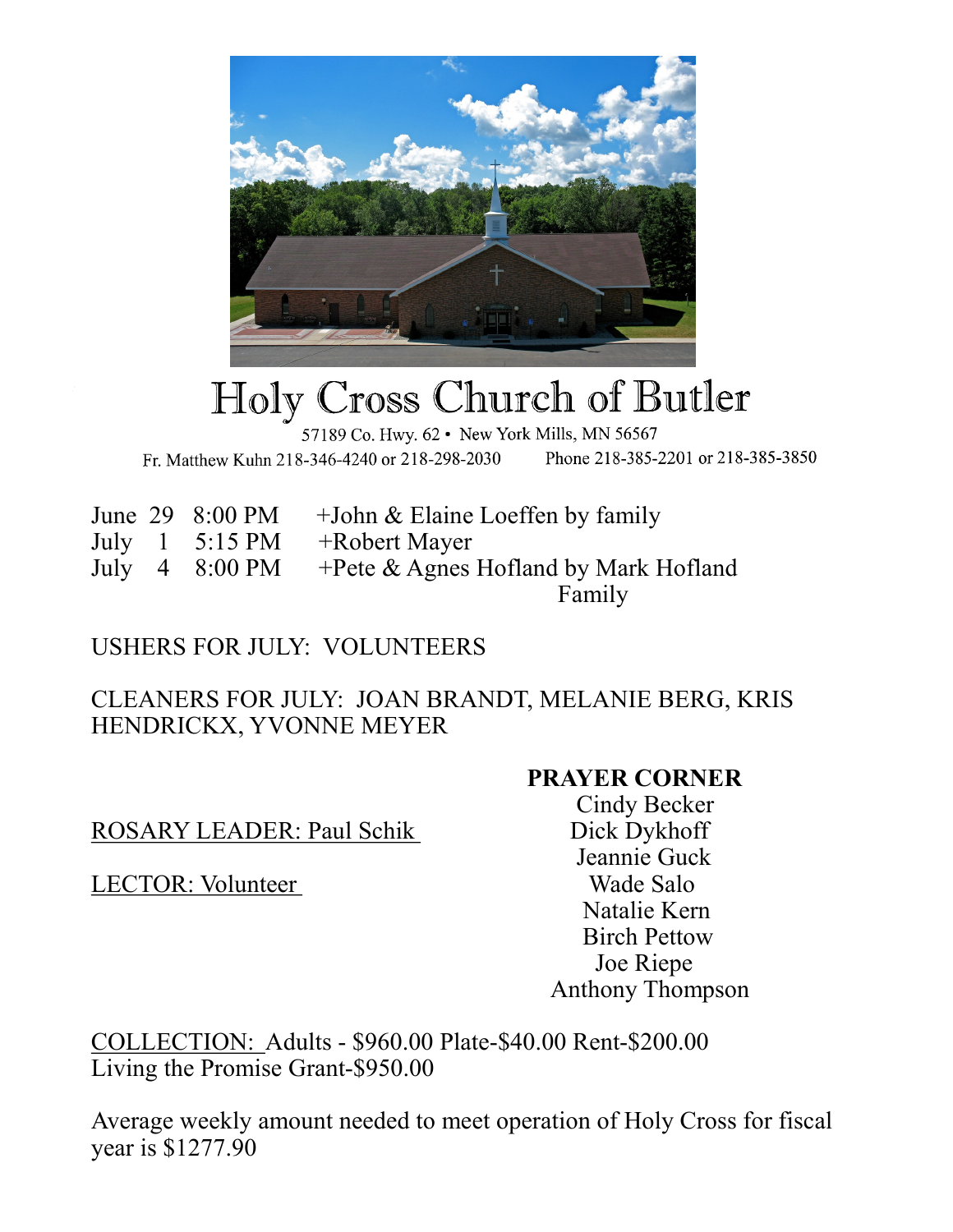# Holy Cross Church of Butler

57189 Co. Hwy. 62 • New York Mills, MN 56567

Fr. Matthew Kuhn 218-346-4240 or 218-298-2030    Phone 218-385-2201 or 218-385-3850

| | | |
|---|---|---|
| June 29 | 8:00 PM | +John & Elaine Loeffen by family |
| July 1 | 5:15 PM | +Robert Mayer |
| July 4 | 8:00 PM | +Pete & Agnes Hofland by Mark Hofland Family |

USHERS FOR JULY: VOLUNTEERS

CLEANERS FOR JULY: JOAN BRANDT, MELANIE BERG, KRIS HENDRICKX, YVONNE MEYER

ROSARY LEADER: Paul Schik

LECTOR: Volunteer

**PRAYER CORNER**

Cindy Becker
Dick Dykhoff
Jeannie Guck
Wade Salo
Natalie Kern
Birch Pettow
Joe Riepe
Anthony Thompson

COLLECTION: Adults - $960.00 Plate-$40.00 Rent-$200.00
Living the Promise Grant-$950.00

Average weekly amount needed to meet operation of Holy Cross for fiscal year is $1277.90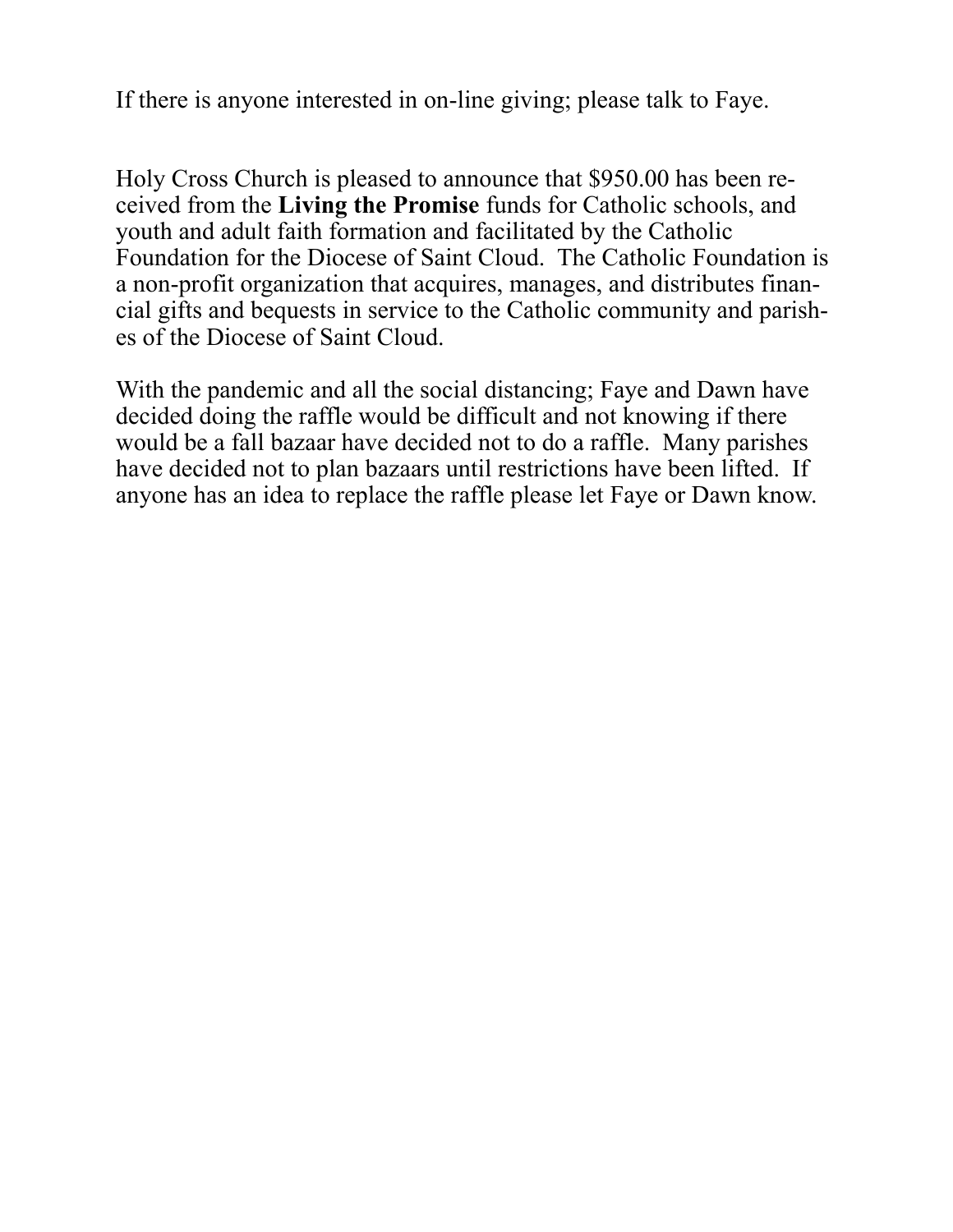If there is anyone interested in on-line giving; please talk to Faye.

Holy Cross Church is pleased to announce that $950.00 has been received from the **Living the Promise** funds for Catholic schools, and youth and adult faith formation and facilitated by the Catholic Foundation for the Diocese of Saint Cloud. The Catholic Foundation is a non-profit organization that acquires, manages, and distributes financial gifts and bequests in service to the Catholic community and parishes of the Diocese of Saint Cloud.

With the pandemic and all the social distancing; Faye and Dawn have decided doing the raffle would be difficult and not knowing if there would be a fall bazaar have decided not to do a raffle. Many parishes have decided not to plan bazaars until restrictions have been lifted. If anyone has an idea to replace the raffle please let Faye or Dawn know.